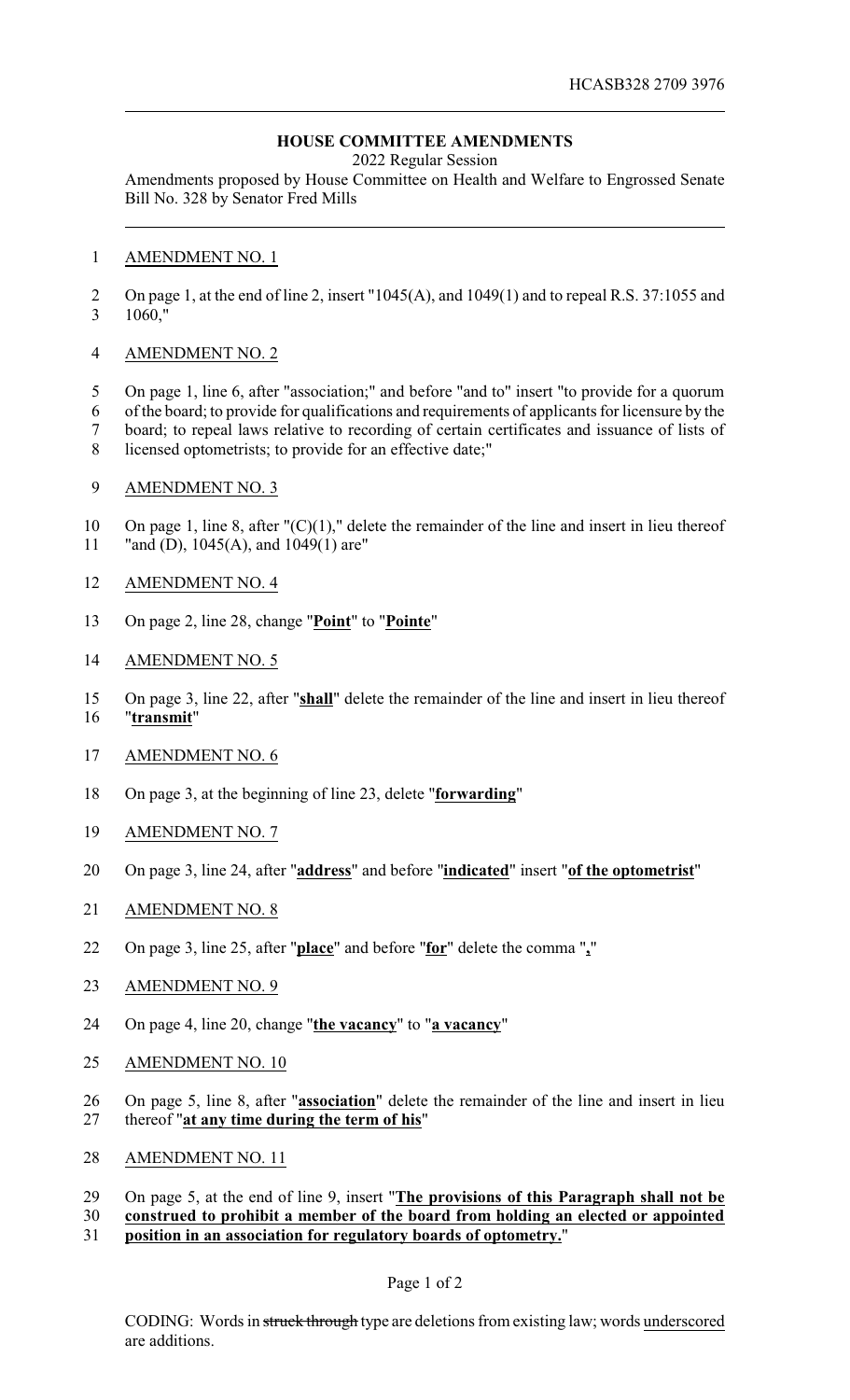HCASB328 2709 3976

**HOUSE COMMITTEE AMENDMENTS**

2022 Regular Session

Amendments proposed by House Committee on Health and Welfare to Engrossed Senate Bill No. 328 by Senator Fred Mills

AMENDMENT NO. 1

On page 1, at the end of line 2, insert "1045(A), and 1049(1) and to repeal R.S. 37:1055 and 1060,"

AMENDMENT NO. 2

On page 1, line 6, after "association;" and before "and to" insert "to provide for a quorum of the board; to provide for qualifications and requirements of applicants for licensure by the board; to repeal laws relative to recording of certain certificates and issuance of lists of licensed optometrists; to provide for an effective date;"

AMENDMENT NO. 3

On page 1, line 8, after "(C)(1)," delete the remainder of the line and insert in lieu thereof "and (D), 1045(A), and 1049(1) are"

AMENDMENT NO. 4

On page 2, line 28, change "**Point**" to "**Pointe**"

AMENDMENT NO. 5

On page 3, line 22, after "**shall**" delete the remainder of the line and insert in lieu thereof "**transmit**"

AMENDMENT NO. 6

On page 3, at the beginning of line 23, delete "**forwarding**"

AMENDMENT NO. 7

On page 3, line 24, after "**address**" and before "**indicated**" insert "**of the optometrist**"

AMENDMENT NO. 8

On page 3, line 25, after "**place**" and before "**for**" delete the comma "**,**"

AMENDMENT NO. 9

On page 4, line 20, change "**the vacancy**" to "**a vacancy**"

AMENDMENT NO. 10

On page 5, line 8, after "**association**" delete the remainder of the line and insert in lieu thereof "**at any time during the term of his**"

AMENDMENT NO. 11

On page 5, at the end of line 9, insert "**The provisions of this Paragraph shall not be construed to prohibit a member of the board from holding an elected or appointed position in an association for regulatory boards of optometry.**"

CODING: Words in ~~struck through~~ type are deletions from existing law; words underscored are additions.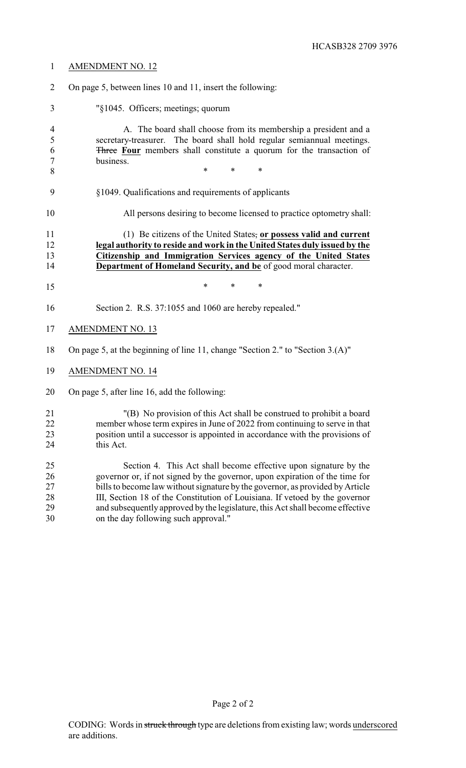HCASB328 2709 3976

AMENDMENT NO. 12

On page 5, between lines 10 and 11, insert the following:

"§1045. Officers; meetings; quorum

A. The board shall choose from its membership a president and a secretary-treasurer. The board shall hold regular semiannual meetings. ~~Three~~ **Four** members shall constitute a quorum for the transaction of business.

\* \* \*

§1049. Qualifications and requirements of applicants

All persons desiring to become licensed to practice optometry shall:

(1) Be citizens of the United States~~,~~ **or possess valid and current legal authority to reside and work in the United States duly issued by the Citizenship and Immigration Services agency of the United States Department of Homeland Security, and be** of good moral character.

\* \* \*

Section 2. R.S. 37:1055 and 1060 are hereby repealed."

AMENDMENT NO. 13

On page 5, at the beginning of line 11, change "Section 2." to "Section 3.(A)"

AMENDMENT NO. 14

On page 5, after line 16, add the following:

"(B) No provision of this Act shall be construed to prohibit a board member whose term expires in June of 2022 from continuing to serve in that position until a successor is appointed in accordance with the provisions of this Act.

Section 4. This Act shall become effective upon signature by the governor or, if not signed by the governor, upon expiration of the time for bills to become law without signature by the governor, as provided by Article III, Section 18 of the Constitution of Louisiana. If vetoed by the governor and subsequently approved by the legislature, this Act shall become effective on the day following such approval."

CODING: Words in ~~struck through~~ type are deletions from existing law; words <u>underscored</u> are additions.